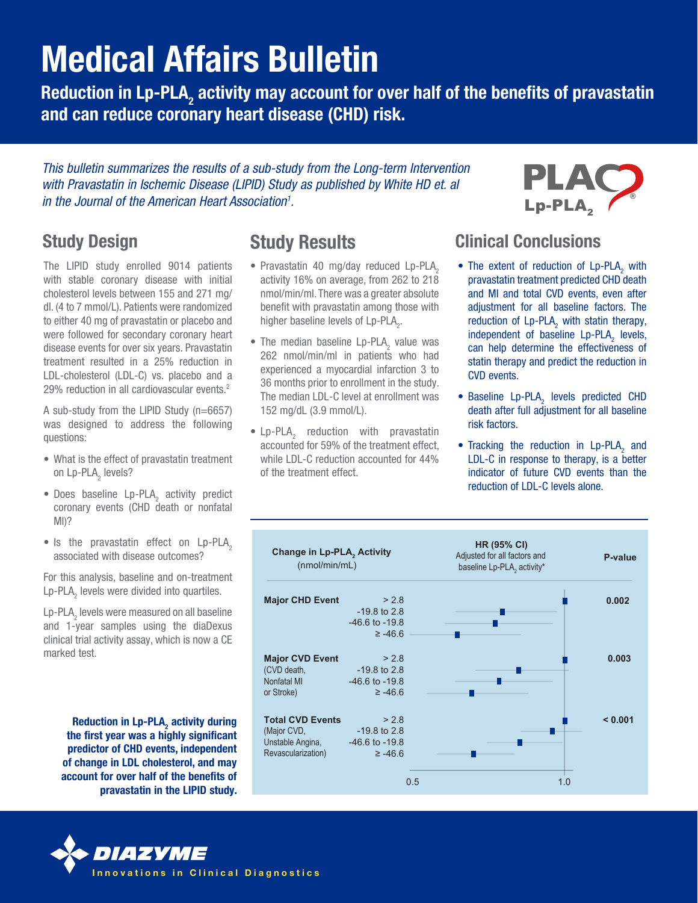# Medical Affairs Bulletin

**Reduction in Lp-$PLA_2$ activity may account for over half of the benefits of pravastatin and can reduce coronary heart disease (CHD) risk.**

*This bulletin summarizes the results of a sub-study from the Long-term Intervention with Pravastatin in Ischemic Disease (LIPID) Study as published by White HD et. al in the Journal of the American Heart Association[1].*

PLAC Lp-$PLA_2$ ®

## Study Design

The LIPID study enrolled 9014 patients with stable coronary disease with initial cholesterol levels between 155 and 271 mg/dl. (4 to 7 mmol/L). Patients were randomized to either 40 mg of pravastatin or placebo and were followed for secondary coronary heart disease events for over six years. Pravastatin treatment resulted in a 25% reduction in LDL-cholesterol (LDL-C) vs. placebo and a 29% reduction in all cardiovascular events.[2]

A sub-study from the LIPID Study (n=6657) was designed to address the following questions:

- What is the effect of pravastatin treatment on Lp-$PLA_2$ levels?
- Does baseline Lp-$PLA_2$ activity predict coronary events (CHD death or nonfatal MI)?
- Is the pravastatin effect on Lp-$PLA_2$ associated with disease outcomes?

For this analysis, baseline and on-treatment Lp-$PLA_2$ levels were divided into quartiles.

Lp-$PLA_2$ levels were measured on all baseline and 1-year samples using the diaDexus clinical trial activity assay, which is now a CE marked test.

## Study Results

- Pravastatin 40 mg/day reduced Lp-$PLA_2$ activity 16% on average, from 262 to 218 nmol/min/ml. There was a greater absolute benefit with pravastatin among those with higher baseline levels of Lp-$PLA_2$.
- The median baseline Lp-$PLA_2$ value was 262 nmol/min/ml in patients who had experienced a myocardial infarction 3 to 36 months prior to enrollment in the study. The median LDL-C level at enrollment was 152 mg/dL (3.9 mmol/L).
- Lp-$PLA_2$ reduction with pravastatin accounted for 59% of the treatment effect, while LDL-C reduction accounted for 44% of the treatment effect.

## Clinical Conclusions

- The extent of reduction of Lp-$PLA_2$ with pravastatin treatment predicted CHD death and MI and total CVD events, even after adjustment for all baseline factors. The reduction of Lp-$PLA_2$ with statin therapy, independent of baseline Lp-$PLA_2$ levels, can help determine the effectiveness of statin therapy and predict the reduction in CVD events.
- Baseline Lp-$PLA_2$ levels predicted CHD death after full adjustment for all baseline risk factors.
- Tracking the reduction in Lp-$PLA_2$ and LDL-C in response to therapy, is a better indicator of future CVD events than the reduction of LDL-C levels alone.

**Reduction in Lp-$PLA_2$ activity during the first year was a highly significant predictor of CHD events, independent of change in LDL cholesterol, and may account for over half of the benefits of pravastatin in the LIPID study.**

Change in Lp-$PLA_2$ Activity (nmol/min/mL)
HR (95% CI) Adjusted for all factors and baseline Lp-$PLA_2$ activity*
P-value

Major CHD Event
> 2.8
-19.8 to 2.8
-46.6 to -19.8
≥ -46.6
0.002

Major CVD Event (CVD death, Nonfatal MI or Stroke)
> 2.8
-19.8 to 2.8
-46.6 to -19.8
≥ -46.6
0.003

Total CVD Events (Major CVD, Unstable Angina, Revascularization)
> 2.8
-19.8 to 2.8
-46.6 to -19.8
≥ -46.6
< 0.001

0.5
1.0

DIAZYME
Innovations in Clinical Diagnostics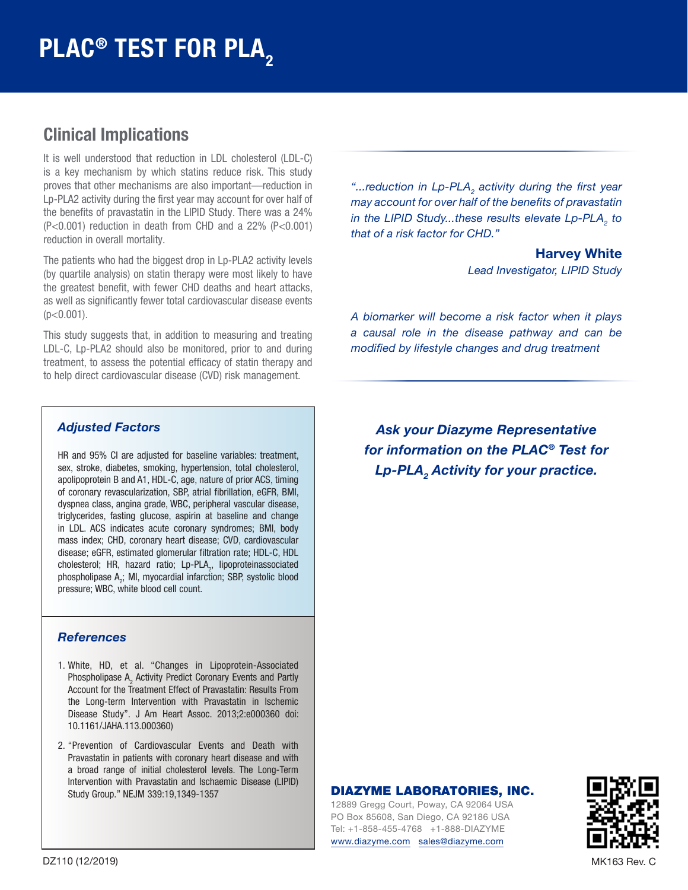# PLAC® TEST FOR $PLA_2$

## Clinical Implications

It is well understood that reduction in LDL cholesterol (LDL-C) is a key mechanism by which statins reduce risk. This study proves that other mechanisms are also important—reduction in Lp-PLA2 activity during the first year may account for over half of the benefits of pravastatin in the LIPID Study. There was a 24% ($P<0.001$) reduction in death from CHD and a 22% ($P<0.001$) reduction in overall mortality.

The patients who had the biggest drop in Lp-PLA2 activity levels (by quartile analysis) on statin therapy were most likely to have the greatest benefit, with fewer CHD deaths and heart attacks, as well as significantly fewer total cardiovascular disease events ($p<0.001$).

This study suggests that, in addition to measuring and treating LDL-C, Lp-PLA2 should also be monitored, prior to and during treatment, to assess the potential efficacy of statin therapy and to help direct cardiovascular disease (CVD) risk management.

*"...reduction in Lp-$PLA_2$ activity during the first year may account for over half of the benefits of pravastatin in the LIPID Study...these results elevate Lp-$PLA_2$ to that of a risk factor for CHD."*

**Harvey White**
*Lead Investigator, LIPID Study*

*A biomarker will become a risk factor when it plays a causal role in the disease pathway and can be modified by lifestyle changes and drug treatment*

### *Adjusted Factors*

HR and 95% CI are adjusted for baseline variables: treatment, sex, stroke, diabetes, smoking, hypertension, total cholesterol, apolipoprotein B and A1, HDL-C, age, nature of prior ACS, timing of coronary revascularization, SBP, atrial fibrillation, eGFR, BMI, dyspnea class, angina grade, WBC, peripheral vascular disease, triglycerides, fasting glucose, aspirin at baseline and change in LDL. ACS indicates acute coronary syndromes; BMI, body mass index; CHD, coronary heart disease; CVD, cardiovascular disease; eGFR, estimated glomerular filtration rate; HDL-C, HDL cholesterol; HR, hazard ratio; Lp-$PLA_2$, lipoproteinassociated phospholipase $A_2$; MI, myocardial infarction; SBP, systolic blood pressure; WBC, white blood cell count.

### *References*

1. White, HD, et al. "Changes in Lipoprotein-Associated Phospholipase $A_2$ Activity Predict Coronary Events and Partly Account for the Treatment Effect of Pravastatin: Results From the Long-term Intervention with Pravastatin in Ischemic Disease Study". J Am Heart Assoc. 2013;2:e000360 doi: 10.1161/JAHA.113.000360)
2. "Prevention of Cardiovascular Events and Death with Pravastatin in patients with coronary heart disease and with a broad range of initial cholesterol levels. The Long-Term Intervention with Pravastatin and Ischaemic Disease (LIPID) Study Group." NEJM 339:19,1349-1357

***Ask your Diazyme Representative for information on the PLAC® Test for Lp-$PLA_2$ Activity for your practice.***

**DIAZYME LABORATORIES, INC.**
12889 Gregg Court, Poway, CA 92064 USA
PO Box 85608, San Diego, CA 92186 USA
Tel: +1-858-455-4768 +1-888-DIAZYME
www.diazyme.com sales@diazyme.com

DZ110 (12/2019)

MK163 Rev. C